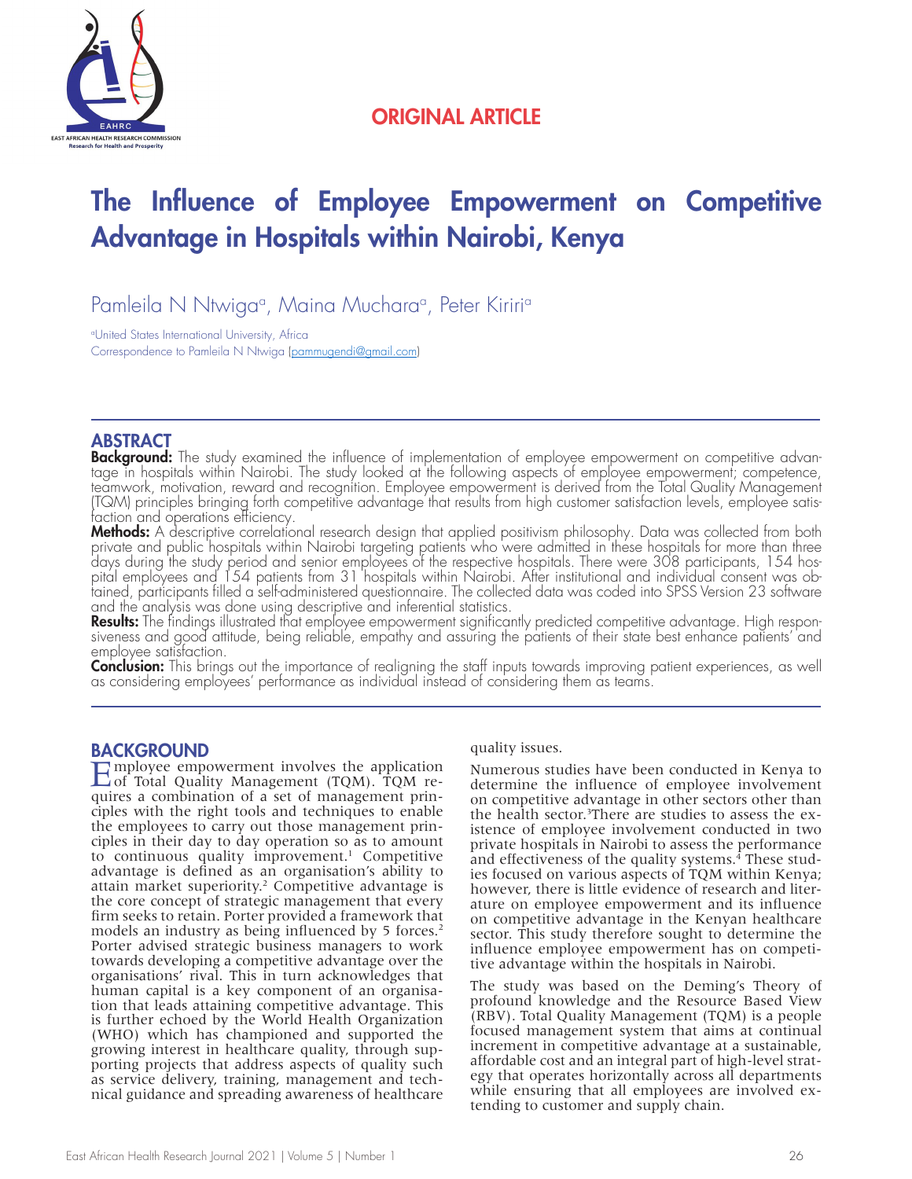ORIGINAL ARTICLE

# The Influence of Employee Empowerment on Competitive Advantage in Hospitals within Nairobi, Kenya

Pamleila N Ntwiga[a], Maina Muchara[a], Peter Kiriri[a]

[a]United States International University, Africa
Correspondence to Pamleila N Ntwiga (pammugendi@gmail.com)

## ABSTRACT

**Background:** The study examined the influence of implementation of employee empowerment on competitive advantage in hospitals within Nairobi. The study looked at the following aspects of employee empowerment; competence, teamwork, motivation, reward and recognition. Employee empowerment is derived from the Total Quality Management (TQM) principles bringing forth competitive advantage that results from high customer satisfaction levels, employee satisfaction and operations efficiency.

**Methods:** A descriptive correlational research design that applied positivism philosophy. Data was collected from both private and public hospitals within Nairobi targeting patients who were admitted in these hospitals for more than three days during the study period and senior employees of the respective hospitals. There were 308 participants, 154 hospital employees and 154 patients from 31 hospitals within Nairobi. After institutional and individual consent was obtained, participants filled a self-administered questionnaire. The collected data was coded into SPSS Version 23 software and the analysis was done using descriptive and inferential statistics.

**Results:** The findings illustrated that employee empowerment significantly predicted competitive advantage. High responsiveness and good attitude, being reliable, empathy and assuring the patients of their state best enhance patients' and employee satisfaction.

**Conclusion:** This brings out the importance of realigning the staff inputs towards improving patient experiences, as well as considering employees' performance as individual instead of considering them as teams.

## BACKGROUND

Employee empowerment involves the application of Total Quality Management (TQM). TQM requires a combination of a set of management principles with the right tools and techniques to enable the employees to carry out those management principles in their day to day operation so as to amount to continuous quality improvement.[1] Competitive advantage is defined as an organisation's ability to attain market superiority.[2] Competitive advantage is the core concept of strategic management that every firm seeks to retain. Porter provided a framework that models an industry as being influenced by 5 forces.[2] Porter advised strategic business managers to work towards developing a competitive advantage over the organisations' rival. This in turn acknowledges that human capital is a key component of an organisation that leads attaining competitive advantage. This is further echoed by the World Health Organization (WHO) which has championed and supported the growing interest in healthcare quality, through supporting projects that address aspects of quality such as service delivery, training, management and technical guidance and spreading awareness of healthcare quality issues.

Numerous studies have been conducted in Kenya to determine the influence of employee involvement on competitive advantage in other sectors other than the health sector.[3] There are studies to assess the existence of employee involvement conducted in two private hospitals in Nairobi to assess the performance and effectiveness of the quality systems.[4] These studies focused on various aspects of TQM within Kenya; however, there is little evidence of research and literature on employee empowerment and its influence on competitive advantage in the Kenyan healthcare sector. This study therefore sought to determine the influence employee empowerment has on competitive advantage within the hospitals in Nairobi.

The study was based on the Deming's Theory of profound knowledge and the Resource Based View (RBV). Total Quality Management (TQM) is a people focused management system that aims at continual increment in competitive advantage at a sustainable, affordable cost and an integral part of high-level strategy that operates horizontally across all departments while ensuring that all employees are involved extending to customer and supply chain.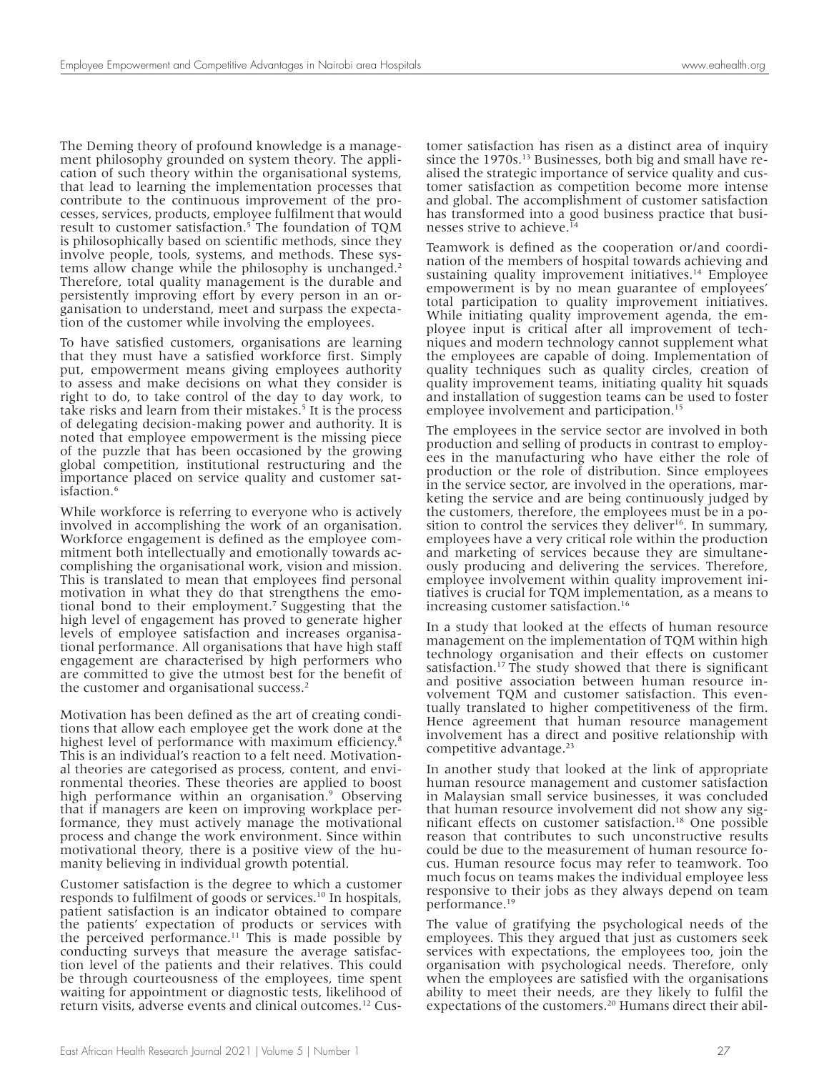The Deming theory of profound knowledge is a management philosophy grounded on system theory. The application of such theory within the organisational systems, that lead to learning the implementation processes that contribute to the continuous improvement of the processes, services, products, employee fulfilment that would result to customer satisfaction.[5] The foundation of TQM is philosophically based on scientific methods, since they involve people, tools, systems, and methods. These systems allow change while the philosophy is unchanged.[2] Therefore, total quality management is the durable and persistently improving effort by every person in an organisation to understand, meet and surpass the expectation of the customer while involving the employees.

To have satisfied customers, organisations are learning that they must have a satisfied workforce first. Simply put, empowerment means giving employees authority to assess and make decisions on what they consider is right to do, to take control of the day to day work, to take risks and learn from their mistakes.[5] It is the process of delegating decision-making power and authority. It is noted that employee empowerment is the missing piece of the puzzle that has been occasioned by the growing global competition, institutional restructuring and the importance placed on service quality and customer satisfaction.[6]

While workforce is referring to everyone who is actively involved in accomplishing the work of an organisation. Workforce engagement is defined as the employee commitment both intellectually and emotionally towards accomplishing the organisational work, vision and mission. This is translated to mean that employees find personal motivation in what they do that strengthens the emotional bond to their employment.[7] Suggesting that the high level of engagement has proved to generate higher levels of employee satisfaction and increases organisational performance. All organisations that have high staff engagement are characterised by high performers who are committed to give the utmost best for the benefit of the customer and organisational success.[2]

Motivation has been defined as the art of creating conditions that allow each employee get the work done at the highest level of performance with maximum efficiency.[8] This is an individual's reaction to a felt need. Motivational theories are categorised as process, content, and environmental theories. These theories are applied to boost high performance within an organisation.[9] Observing that if managers are keen on improving workplace performance, they must actively manage the motivational process and change the work environment. Since within motivational theory, there is a positive view of the humanity believing in individual growth potential.

Customer satisfaction is the degree to which a customer responds to fulfilment of goods or services.[10] In hospitals, patient satisfaction is an indicator obtained to compare the patients' expectation of products or services with the perceived performance.[11] This is made possible by conducting surveys that measure the average satisfaction level of the patients and their relatives. This could be through courteousness of the employees, time spent waiting for appointment or diagnostic tests, likelihood of return visits, adverse events and clinical outcomes.[12] Customer satisfaction has risen as a distinct area of inquiry since the 1970s.[13] Businesses, both big and small have realised the strategic importance of service quality and customer satisfaction as competition become more intense and global. The accomplishment of customer satisfaction has transformed into a good business practice that businesses strive to achieve.[14]

Teamwork is defined as the cooperation or/and coordination of the members of hospital towards achieving and sustaining quality improvement initiatives.[14] Employee empowerment is by no mean guarantee of employees' total participation to quality improvement initiatives. While initiating quality improvement agenda, the employee input is critical after all improvement of techniques and modern technology cannot supplement what the employees are capable of doing. Implementation of quality techniques such as quality circles, creation of quality improvement teams, initiating quality hit squads and installation of suggestion teams can be used to foster employee involvement and participation.[15]

The employees in the service sector are involved in both production and selling of products in contrast to employees in the manufacturing who have either the role of production or the role of distribution. Since employees in the service sector, are involved in the operations, marketing the service and are being continuously judged by the customers, therefore, the employees must be in a position to control the services they deliver[16]. In summary, employees have a very critical role within the production and marketing of services because they are simultaneously producing and delivering the services. Therefore, employee involvement within quality improvement initiatives is crucial for TQM implementation, as a means to increasing customer satisfaction.[16]

In a study that looked at the effects of human resource management on the implementation of TQM within high technology organisation and their effects on customer satisfaction.[17] The study showed that there is significant and positive association between human resource involvement TQM and customer satisfaction. This eventually translated to higher competitiveness of the firm. Hence agreement that human resource management involvement has a direct and positive relationship with competitive advantage.[23]

In another study that looked at the link of appropriate human resource management and customer satisfaction in Malaysian small service businesses, it was concluded that human resource involvement did not show any significant effects on customer satisfaction.[18] One possible reason that contributes to such unconstructive results could be due to the measurement of human resource focus. Human resource focus may refer to teamwork. Too much focus on teams makes the individual employee less responsive to their jobs as they always depend on team performance.[19]

The value of gratifying the psychological needs of the employees. This they argued that just as customers seek services with expectations, the employees too, join the organisation with psychological needs. Therefore, only when the employees are satisfied with the organisations ability to meet their needs, are they likely to fulfil the expectations of the customers.[20] Humans direct their abil-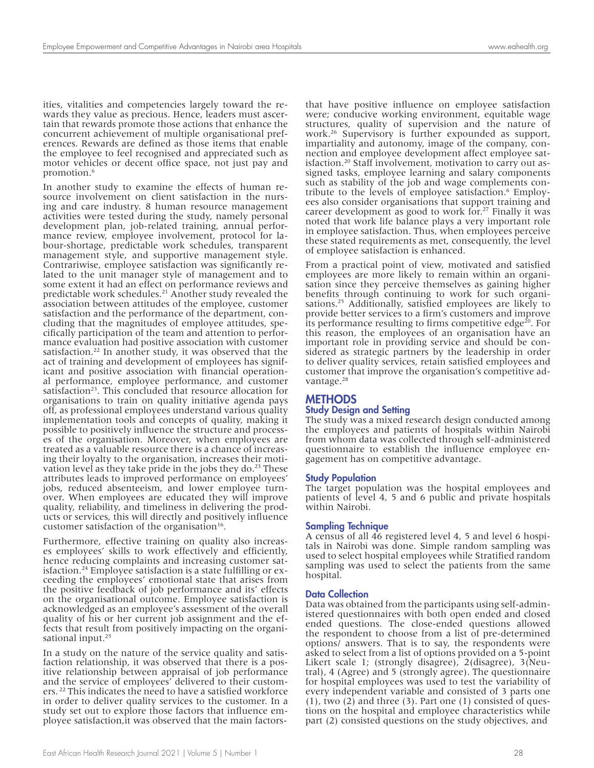ities, vitalities and competencies largely toward the rewards they value as precious. Hence, leaders must ascertain that rewards promote those actions that enhance the concurrent achievement of multiple organisational preferences. Rewards are defined as those items that enable the employee to feel recognised and appreciated such as motor vehicles or decent office space, not just pay and promotion.[6]

In another study to examine the effects of human resource involvement on client satisfaction in the nursing and care industry. 8 human resource management activities were tested during the study, namely personal development plan, job-related training, annual performance review, employee involvement, protocol for labour-shortage, predictable work schedules, transparent management style, and supportive management style. Contrariwise, employee satisfaction was significantly related to the unit manager style of management and to some extent it had an effect on performance reviews and predictable work schedules.[21] Another study revealed the association between attitudes of the employee, customer satisfaction and the performance of the department, concluding that the magnitudes of employee attitudes, specifically participation of the team and attention to performance evaluation had positive association with customer satisfaction.[22] In another study, it was observed that the act of training and development of employees has significant and positive association with financial operational performance, employee performance, and customer satisfaction[23]. This concluded that resource allocation for organisations to train on quality initiative agenda pays off, as professional employees understand various quality implementation tools and concepts of quality, making it possible to positively influence the structure and processes of the organisation. Moreover, when employees are treated as a valuable resource there is a chance of increasing their loyalty to the organisation, increases their motivation level as they take pride in the jobs they do.[23] These attributes leads to improved performance on employees' jobs, reduced absenteeism, and lower employee turnover. When employees are educated they will improve quality, reliability, and timeliness in delivering the products or services, this will directly and positively influence customer satisfaction of the organisation[16].

Furthermore, effective training on quality also increases employees' skills to work effectively and efficiently, hence reducing complaints and increasing customer satisfaction.[24] Employee satisfaction is a state fulfilling or exceeding the employees' emotional state that arises from the positive feedback of job performance and its' effects on the organisational outcome. Employee satisfaction is acknowledged as an employee's assessment of the overall quality of his or her current job assignment and the effects that result from positively impacting on the organisational input.[25]

In a study on the nature of the service quality and satisfaction relationship, it was observed that there is a positive relationship between appraisal of job performance and the service of employees' delivered to their customers. [22] This indicates the need to have a satisfied workforce in order to deliver quality services to the customer. In a study set out to explore those factors that influence employee satisfaction,it was observed that the main factors that have positive influence on employee satisfaction were; conducive working environment, equitable wage structures, quality of supervision and the nature of work.[26] Supervisory is further expounded as support, impartiality and autonomy, image of the company, connection and employee development affect employee satisfaction.[20] Staff involvement, motivation to carry out assigned tasks, employee learning and salary components such as stability of the job and wage complements contribute to the levels of employee satisfaction.[6] Employees also consider organisations that support training and career development as good to work for.[27] Finally it was noted that work life balance plays a very important role in employee satisfaction. Thus, when employees perceive these stated requirements as met, consequently, the level of employee satisfaction is enhanced.

From a practical point of view, motivated and satisfied employees are more likely to remain within an organisation since they perceive themselves as gaining higher benefits through continuing to work for such organisations.[25] Additionally, satisfied employees are likely to provide better services to a firm's customers and improve its performance resulting to firms competitive edge[20]. For this reason, the employees of an organisation have an important role in providing service and should be considered as strategic partners by the leadership in order to deliver quality services, retain satisfied employees and customer that improve the organisation's competitive advantage.[28]

## METHODS

### Study Design and Setting

The study was a mixed research design conducted among the employees and patients of hospitals within Nairobi from whom data was collected through self-administered questionnaire to establish the influence employee engagement has on competitive advantage.

### Study Population

The target population was the hospital employees and patients of level 4, 5 and 6 public and private hospitals within Nairobi.

### Sampling Technique

A census of all 46 registered level 4, 5 and level 6 hospitals in Nairobi was done. Simple random sampling was used to select hospital employees while Stratified random sampling was used to select the patients from the same hospital.

### Data Collection

Data was obtained from the participants using self-administered questionnaires with both open ended and closed ended questions. The close-ended questions allowed the respondent to choose from a list of pre-determined options/ answers. That is to say, the respondents were asked to select from a list of options provided on a 5-point Likert scale 1; (strongly disagree), 2(disagree), 3(Neutral), 4 (Agree) and 5 (strongly agree). The questionnaire for hospital employees was used to test the variability of every independent variable and consisted of 3 parts one (1), two (2) and three (3). Part one (1) consisted of questions on the hospital and employee characteristics while part (2) consisted questions on the study objectives, and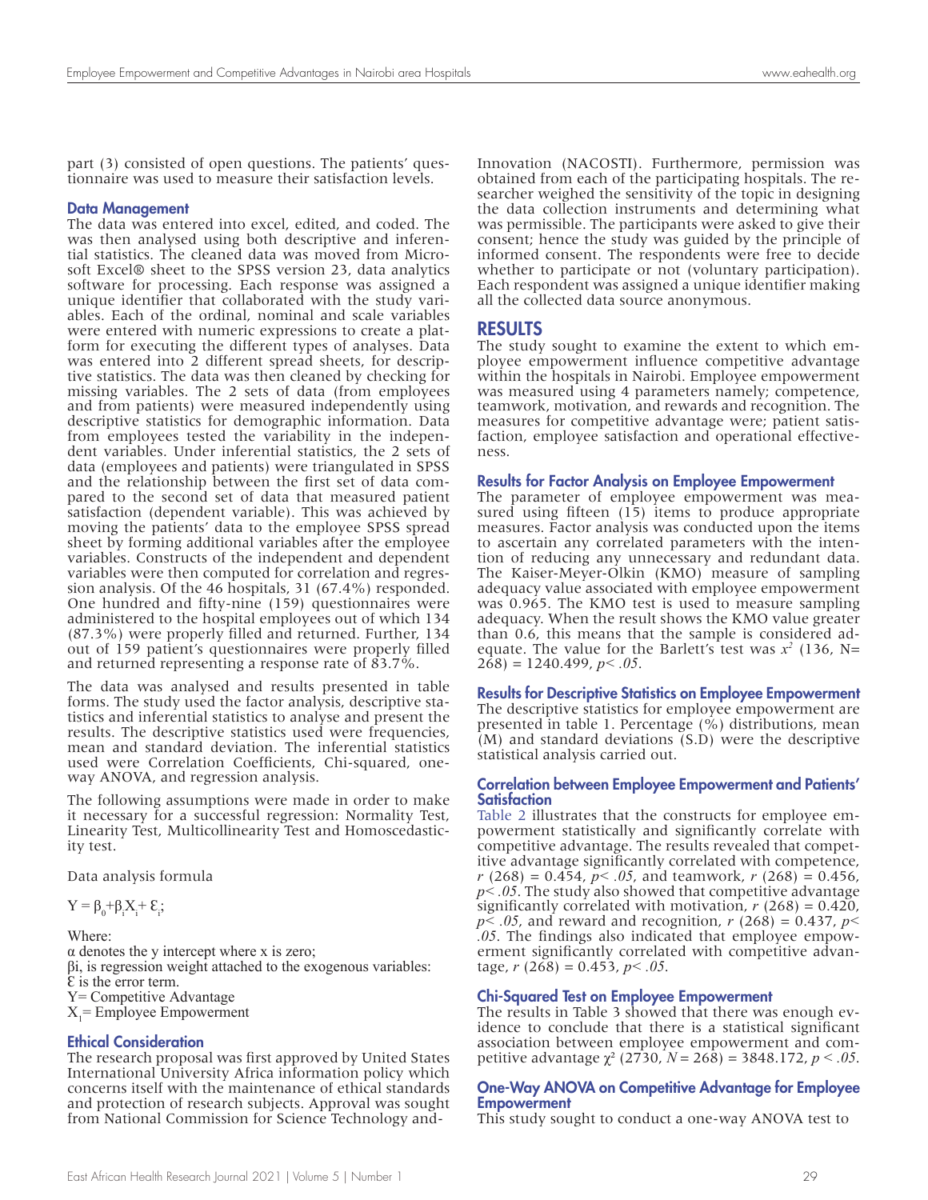part (3) consisted of open questions. The patients' questionnaire was used to measure their satisfaction levels.

### Data Management

The data was entered into excel, edited, and coded. The was then analysed using both descriptive and inferential statistics. The cleaned data was moved from Microsoft Excel® sheet to the SPSS version 23, data analytics software for processing. Each response was assigned a unique identifier that collaborated with the study variables. Each of the ordinal, nominal and scale variables were entered with numeric expressions to create a platform for executing the different types of analyses. Data was entered into 2 different spread sheets, for descriptive statistics. The data was then cleaned by checking for missing variables. The 2 sets of data (from employees and from patients) were measured independently using descriptive statistics for demographic information. Data from employees tested the variability in the independent variables. Under inferential statistics, the 2 sets of data (employees and patients) were triangulated in SPSS and the relationship between the first set of data compared to the second set of data that measured patient satisfaction (dependent variable). This was achieved by moving the patients' data to the employee SPSS spread sheet by forming additional variables after the employee variables. Constructs of the independent and dependent variables were then computed for correlation and regression analysis. Of the 46 hospitals, 31 (67.4%) responded. One hundred and fifty-nine (159) questionnaires were administered to the hospital employees out of which 134 (87.3%) were properly filled and returned. Further, 134 out of 159 patient's questionnaires were properly filled and returned representing a response rate of 83.7%.

The data was analysed and results presented in table forms. The study used the factor analysis, descriptive statistics and inferential statistics to analyse and present the results. The descriptive statistics used were frequencies, mean and standard deviation. The inferential statistics used were Correlation Coefficients, Chi-squared, one-way ANOVA, and regression analysis.

The following assumptions were made in order to make it necessary for a successful regression: Normality Test, Linearity Test, Multicollinearity Test and Homoscedasticity test.

Data analysis formula

$Y = \beta_0 + \beta_i X_i + \mathcal{E}_i$;

Where:
α denotes the y intercept where x is zero;
βi, is regression weight attached to the exogenous variables:
Ɛ is the error term.
Y= Competitive Advantage
$X_1$= Employee Empowerment

### Ethical Consideration

The research proposal was first approved by United States International University Africa information policy which concerns itself with the maintenance of ethical standards and protection of research subjects. Approval was sought from National Commission for Science Technology and Innovation (NACOSTI). Furthermore, permission was obtained from each of the participating hospitals. The researcher weighed the sensitivity of the topic in designing the data collection instruments and determining what was permissible. The participants were asked to give their consent; hence the study was guided by the principle of informed consent. The respondents were free to decide whether to participate or not (voluntary participation). Each respondent was assigned a unique identifier making all the collected data source anonymous.

## RESULTS

The study sought to examine the extent to which employee empowerment influence competitive advantage within the hospitals in Nairobi. Employee empowerment was measured using 4 parameters namely; competence, teamwork, motivation, and rewards and recognition. The measures for competitive advantage were; patient satisfaction, employee satisfaction and operational effectiveness.

### Results for Factor Analysis on Employee Empowerment

The parameter of employee empowerment was measured using fifteen (15) items to produce appropriate measures. Factor analysis was conducted upon the items to ascertain any correlated parameters with the intention of reducing any unnecessary and redundant data. The Kaiser-Meyer-Olkin (KMO) measure of sampling adequacy value associated with employee empowerment was 0.965. The KMO test is used to measure sampling adequacy. When the result shows the KMO value greater than 0.6, this means that the sample is considered adequate. The value for the Barlett's test was $x^2$ (136, N= 268) = 1240.499, $p< .05$.

### Results for Descriptive Statistics on Employee Empowerment

The descriptive statistics for employee empowerment are presented in table 1. Percentage (%) distributions, mean (M) and standard deviations (S.D) were the descriptive statistical analysis carried out.

### Correlation between Employee Empowerment and Patients' Satisfaction

Table 2 illustrates that the constructs for employee empowerment statistically and significantly correlate with competitive advantage. The results revealed that competitive advantage significantly correlated with competence, $r$ (268) = 0.454, $p< .05$, and teamwork, $r$ (268) = 0.456, $p< .05$. The study also showed that competitive advantage significantly correlated with motivation, $r$ (268) = 0.420, $p< .05$, and reward and recognition, $r$ (268) = 0.437, $p< .05$. The findings also indicated that employee empowerment significantly correlated with competitive advantage, $r$ (268) = 0.453, $p< .05$.

### Chi-Squared Test on Employee Empowerment

The results in Table 3 showed that there was enough evidence to conclude that there is a statistical significant association between employee empowerment and competitive advantage $\chi^2$ (2730, $N$ = 268) = 3848.172, $p < .05$.

### One-Way ANOVA on Competitive Advantage for Employee Empowerment

This study sought to conduct a one-way ANOVA test to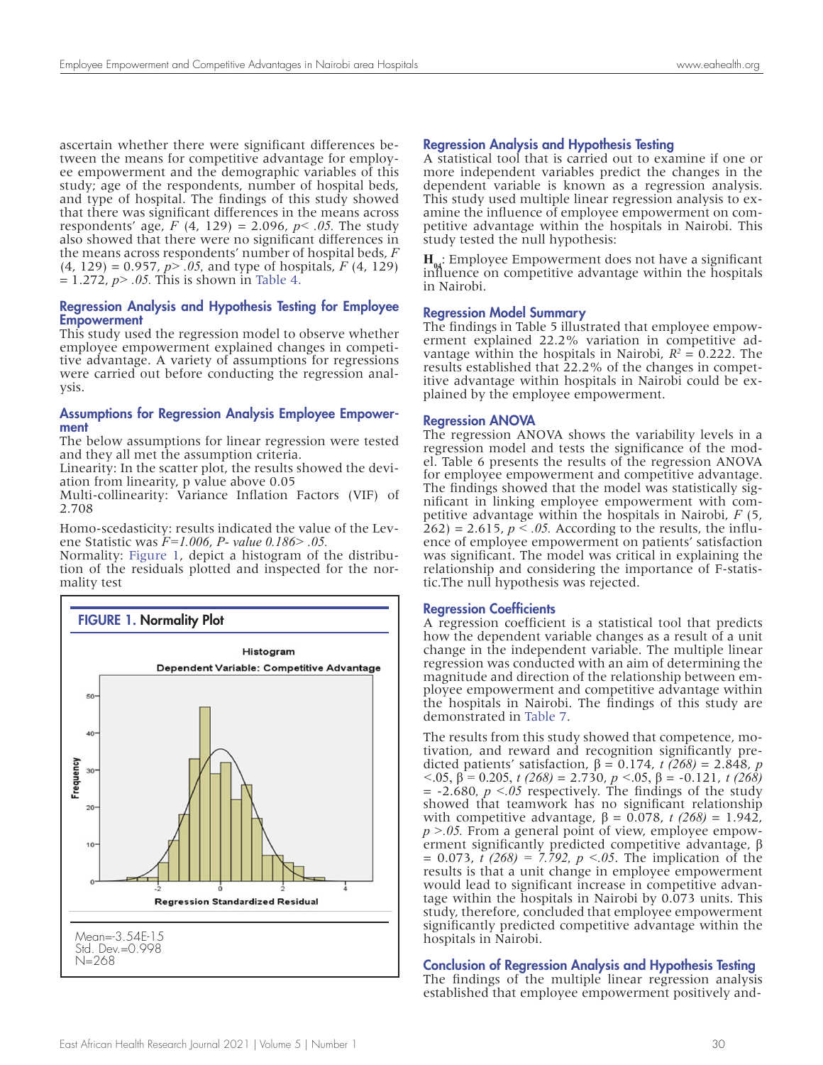ascertain whether there were significant differences between the means for competitive advantage for employee empowerment and the demographic variables of this study; age of the respondents, number of hospital beds, and type of hospital. The findings of this study showed that there was significant differences in the means across respondents' age, $F$ (4, 129) = 2.096, $p< .05$. The study also showed that there were no significant differences in the means across respondents' number of hospital beds, $F$ (4, 129) = 0.957, $p> .05$, and type of hospitals, $F$ (4, 129) = 1.272, $p> .05$. This is shown in Table 4.

### Regression Analysis and Hypothesis Testing for Employee Empowerment

This study used the regression model to observe whether employee empowerment explained changes in competitive advantage. A variety of assumptions for regressions were carried out before conducting the regression analysis.

### Assumptions for Regression Analysis Employee Empowerment

The below assumptions for linear regression were tested and they all met the assumption criteria.

Linearity: In the scatter plot, the results showed the deviation from linearity, p value above 0.05

Multi-collinearity: Variance Inflation Factors (VIF) of 2.708

Homo-scedasticity: results indicated the value of the Levene Statistic was $F=1.006$, *P- value* $0.186> .05$.

Normality: Figure 1, depict a histogram of the distribution of the residuals plotted and inspected for the normality test

**FIGURE 1.** Normality Plot

Mean=-3.54E-15
Std. Dev.=0.998
N=268

### Regression Analysis and Hypothesis Testing

A statistical tool that is carried out to examine if one or more independent variables predict the changes in the dependent variable is known as a regression analysis. This study used multiple linear regression analysis to examine the influence of employee empowerment on competitive advantage within the hospitals in Nairobi. This study tested the null hypothesis:

**$H_{04}$**: Employee Empowerment does not have a significant influence on competitive advantage within the hospitals in Nairobi.

### Regression Model Summary

The findings in Table 5 illustrated that employee empowerment explained 22.2% variation in competitive advantage within the hospitals in Nairobi, $R^2 = 0.222$. The results established that 22.2% of the changes in competitive advantage within hospitals in Nairobi could be explained by the employee empowerment.

### Regression ANOVA

The regression ANOVA shows the variability levels in a regression model and tests the significance of the model. Table 6 presents the results of the regression ANOVA for employee empowerment and competitive advantage. The findings showed that the model was statistically significant in linking employee empowerment with competitive advantage within the hospitals in Nairobi, $F$ (5, 262) = 2.615, $p < .05$. According to the results, the influence of employee empowerment on patients' satisfaction was significant. The model was critical in explaining the relationship and considering the importance of F-statistic.The null hypothesis was rejected.

### Regression Coefficients

A regression coefficient is a statistical tool that predicts how the dependent variable changes as a result of a unit change in the independent variable. The multiple linear regression was conducted with an aim of determining the magnitude and direction of the relationship between employee empowerment and competitive advantage within the hospitals in Nairobi. The findings of this study are demonstrated in Table 7.

The results from this study showed that competence, motivation, and reward and recognition significantly predicted patients' satisfaction, β = 0.174, $t$ (268) = 2.848, $p$ <.05, β = 0.205, $t$ (268) = 2.730, $p$ <.05, β = -0.121, $t$ (268) = -2.680, $p$ <.05 respectively. The findings of the study showed that teamwork has no significant relationship with competitive advantage, β = 0.078, $t$ (268) = 1.942, $p$ >.05. From a general point of view, employee empowerment significantly predicted competitive advantage, β = 0.073, $t$ (268) = 7.792, $p$ <.05. The implication of the results is that a unit change in employee empowerment would lead to significant increase in competitive advantage within the hospitals in Nairobi by 0.073 units. This study, therefore, concluded that employee empowerment significantly predicted competitive advantage within the hospitals in Nairobi.

### Conclusion of Regression Analysis and Hypothesis Testing

The findings of the multiple linear regression analysis established that employee empowerment positively and-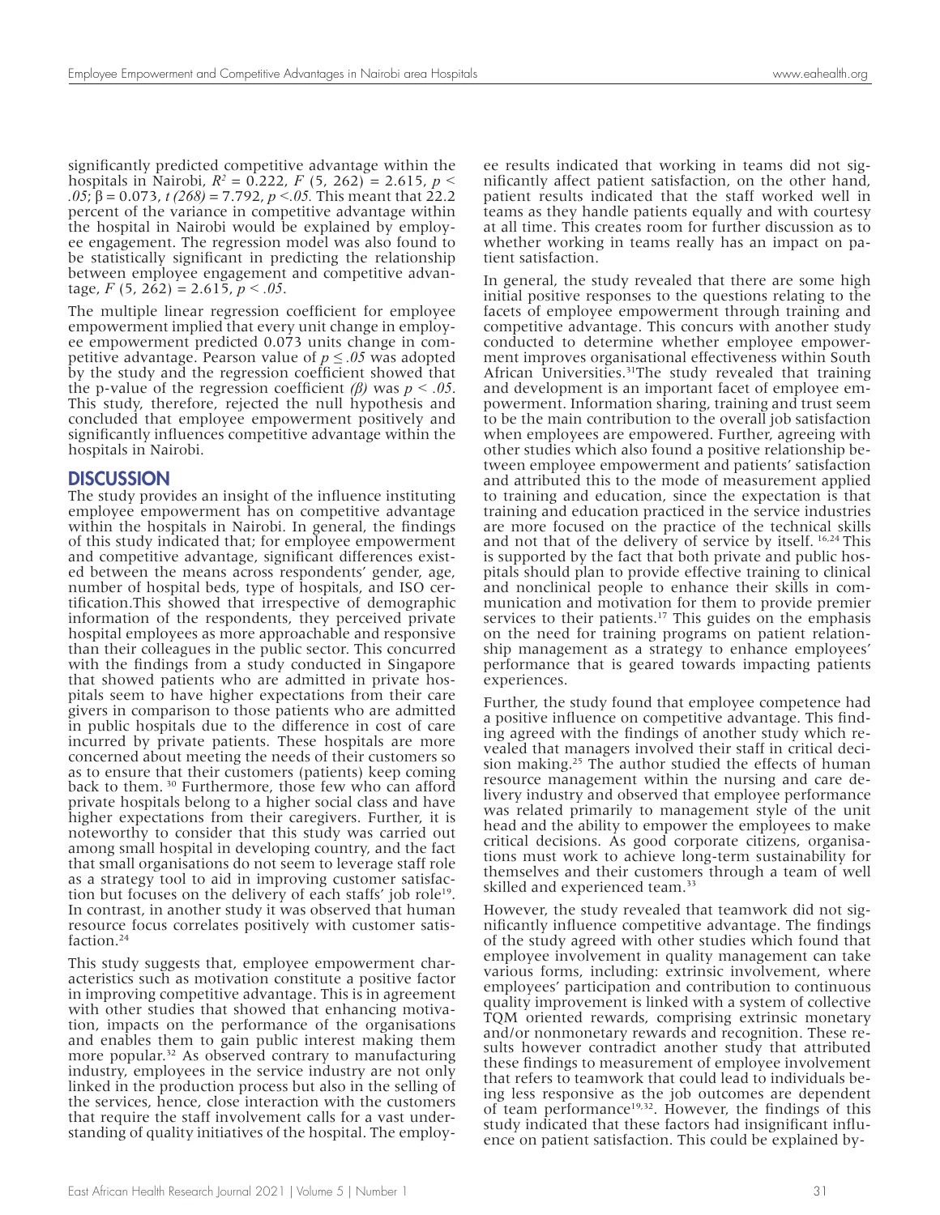significantly predicted competitive advantage within the hospitals in Nairobi, $R^2 = 0.222$, $F(5, 262) = 2.615$, $p < .05$; $\beta = 0.073$, $t(268) = 7.792$, $p < .05$. This meant that 22.2 percent of the variance in competitive advantage within the hospital in Nairobi would be explained by employee engagement. The regression model was also found to be statistically significant in predicting the relationship between employee engagement and competitive advantage, $F(5, 262) = 2.615$, $p < .05$.

The multiple linear regression coefficient for employee empowerment implied that every unit change in employee empowerment predicted 0.073 units change in competitive advantage. Pearson value of $p \leq .05$ was adopted by the study and the regression coefficient showed that the p-value of the regression coefficient *(β)* was $p < .05$. This study, therefore, rejected the null hypothesis and concluded that employee empowerment positively and significantly influences competitive advantage within the hospitals in Nairobi.

## DISCUSSION

The study provides an insight of the influence instituting employee empowerment has on competitive advantage within the hospitals in Nairobi. In general, the findings of this study indicated that; for employee empowerment and competitive advantage, significant differences existed between the means across respondents' gender, age, number of hospital beds, type of hospitals, and ISO certification.This showed that irrespective of demographic information of the respondents, they perceived private hospital employees as more approachable and responsive than their colleagues in the public sector. This concurred with the findings from a study conducted in Singapore that showed patients who are admitted in private hospitals seem to have higher expectations from their care givers in comparison to those patients who are admitted in public hospitals due to the difference in cost of care incurred by private patients. These hospitals are more concerned about meeting the needs of their customers so as to ensure that their customers (patients) keep coming back to them. [30] Furthermore, those few who can afford private hospitals belong to a higher social class and have higher expectations from their caregivers. Further, it is noteworthy to consider that this study was carried out among small hospital in developing country, and the fact that small organisations do not seem to leverage staff role as a strategy tool to aid in improving customer satisfaction but focuses on the delivery of each staffs' job role[19]. In contrast, in another study it was observed that human resource focus correlates positively with customer satisfaction.[24]

This study suggests that, employee empowerment characteristics such as motivation constitute a positive factor in improving competitive advantage. This is in agreement with other studies that showed that enhancing motivation, impacts on the performance of the organisations and enables them to gain public interest making them more popular.[32] As observed contrary to manufacturing industry, employees in the service industry are not only linked in the production process but also in the selling of the services, hence, close interaction with the customers that require the staff involvement calls for a vast understanding of quality initiatives of the hospital. The employee results indicated that working in teams did not significantly affect patient satisfaction, on the other hand, patient results indicated that the staff worked well in teams as they handle patients equally and with courtesy at all time. This creates room for further discussion as to whether working in teams really has an impact on patient satisfaction.

In general, the study revealed that there are some high initial positive responses to the questions relating to the facets of employee empowerment through training and competitive advantage. This concurs with another study conducted to determine whether employee empowerment improves organisational effectiveness within South African Universities.[31]The study revealed that training and development is an important facet of employee empowerment. Information sharing, training and trust seem to be the main contribution to the overall job satisfaction when employees are empowered. Further, agreeing with other studies which also found a positive relationship between employee empowerment and patients' satisfaction and attributed this to the mode of measurement applied to training and education, since the expectation is that training and education practiced in the service industries are more focused on the practice of the technical skills and not that of the delivery of service by itself. [16,24] This is supported by the fact that both private and public hospitals should plan to provide effective training to clinical and nonclinical people to enhance their skills in communication and motivation for them to provide premier services to their patients.[17] This guides on the emphasis on the need for training programs on patient relationship management as a strategy to enhance employees' performance that is geared towards impacting patients experiences.

Further, the study found that employee competence had a positive influence on competitive advantage. This finding agreed with the findings of another study which revealed that managers involved their staff in critical decision making.[25] The author studied the effects of human resource management within the nursing and care delivery industry and observed that employee performance was related primarily to management style of the unit head and the ability to empower the employees to make critical decisions. As good corporate citizens, organisations must work to achieve long-term sustainability for themselves and their customers through a team of well skilled and experienced team.[33]

However, the study revealed that teamwork did not significantly influence competitive advantage. The findings of the study agreed with other studies which found that employee involvement in quality management can take various forms, including: extrinsic involvement, where employees' participation and contribution to continuous quality improvement is linked with a system of collective TQM oriented rewards, comprising extrinsic monetary and/or nonmonetary rewards and recognition. These results however contradict another study that attributed these findings to measurement of employee involvement that refers to teamwork that could lead to individuals being less responsive as the job outcomes are dependent of team performance[19,32]. However, the findings of this study indicated that these factors had insignificant influence on patient satisfaction. This could be explained by-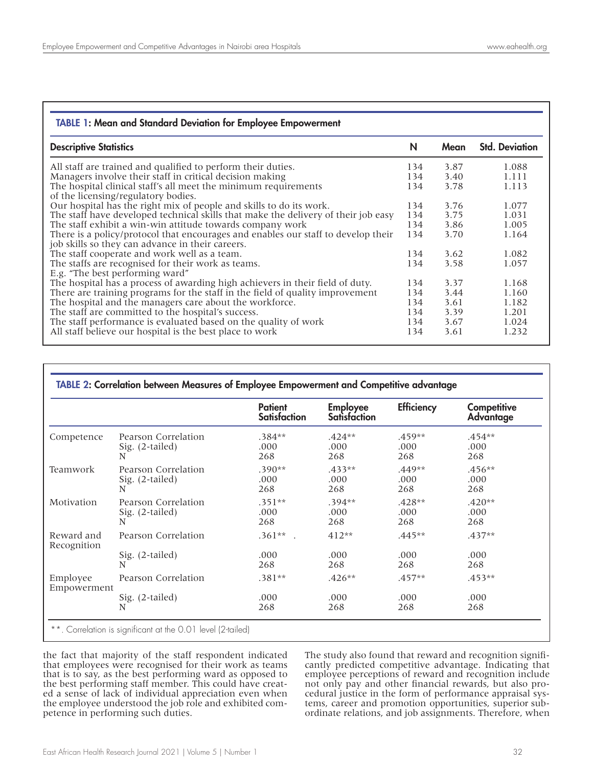**TABLE 1: Mean and Standard Deviation for Employee Empowerment**

| Descriptive Statistics | N | Mean | Std. Deviation |
|---|---|---|---|
| All staff are trained and qualified to perform their duties. | 134 | 3.87 | 1.088 |
| Managers involve their staff in critical decision making | 134 | 3.40 | 1.111 |
| The hospital clinical staff's all meet the minimum requirements of the licensing/regulatory bodies. | 134 | 3.78 | 1.113 |
| Our hospital has the right mix of people and skills to do its work. | 134 | 3.76 | 1.077 |
| The staff have developed technical skills that make the delivery of their job easy | 134 | 3.75 | 1.031 |
| The staff exhibit a win-win attitude towards company work | 134 | 3.86 | 1.005 |
| There is a policy/protocol that encourages and enables our staff to develop their job skills so they can advance in their careers. | 134 | 3.70 | 1.164 |
| The staff cooperate and work well as a team. | 134 | 3.62 | 1.082 |
| The staffs are recognised for their work as teams. E.g. "The best performing ward" | 134 | 3.58 | 1.057 |
| The hospital has a process of awarding high achievers in their field of duty. | 134 | 3.37 | 1.168 |
| There are training programs for the staff in the field of quality improvement | 134 | 3.44 | 1.160 |
| The hospital and the managers care about the workforce. | 134 | 3.61 | 1.182 |
| The staff are committed to the hospital's success. | 134 | 3.39 | 1.201 |
| The staff performance is evaluated based on the quality of work | 134 | 3.67 | 1.024 |
| All staff believe our hospital is the best place to work | 134 | 3.61 | 1.232 |

**TABLE 2: Correlation between Measures of Employee Empowerment and Competitive advantage**

| | | Patient Satisfaction | Employee Satisfaction | Efficiency | Competitive Advantage |
|---|---|---|---|---|---|
| Competence | Pearson Correlation | .384** | .424** | .459** | .454** |
| | Sig. (2-tailed) | .000 | .000 | .000 | .000 |
| | N | 268 | 268 | 268 | 268 |
| Teamwork | Pearson Correlation | .390** | .433** | .449** | .456** |
| | Sig. (2-tailed) | .000 | .000 | .000 | .000 |
| | N | 268 | 268 | 268 | 268 |
| Motivation | Pearson Correlation | .351** | .394** | .428** | .420** |
| | Sig. (2-tailed) | .000 | .000 | .000 | .000 |
| | N | 268 | 268 | 268 | 268 |
| Reward and Recognition | Pearson Correlation | .361** . | 412** | .445** | .437** |
| | Sig. (2-tailed) | .000 | .000 | .000 | .000 |
| | N | 268 | 268 | 268 | 268 |
| Employee Empowerment | Pearson Correlation | .381** | .426** | .457** | .453** |
| | Sig. (2-tailed) | .000 | .000 | .000 | .000 |
| | N | 268 | 268 | 268 | 268 |

**. Correlation is significant at the 0.01 level (2-tailed)

the fact that majority of the staff respondent indicated that employees were recognised for their work as teams that is to say, as the best performing ward as opposed to the best performing staff member. This could have created a sense of lack of individual appreciation even when the employee understood the job role and exhibited competence in performing such duties.

The study also found that reward and recognition significantly predicted competitive advantage. Indicating that employee perceptions of reward and recognition include not only pay and other financial rewards, but also procedural justice in the form of performance appraisal systems, career and promotion opportunities, superior subordinate relations, and job assignments. Therefore, when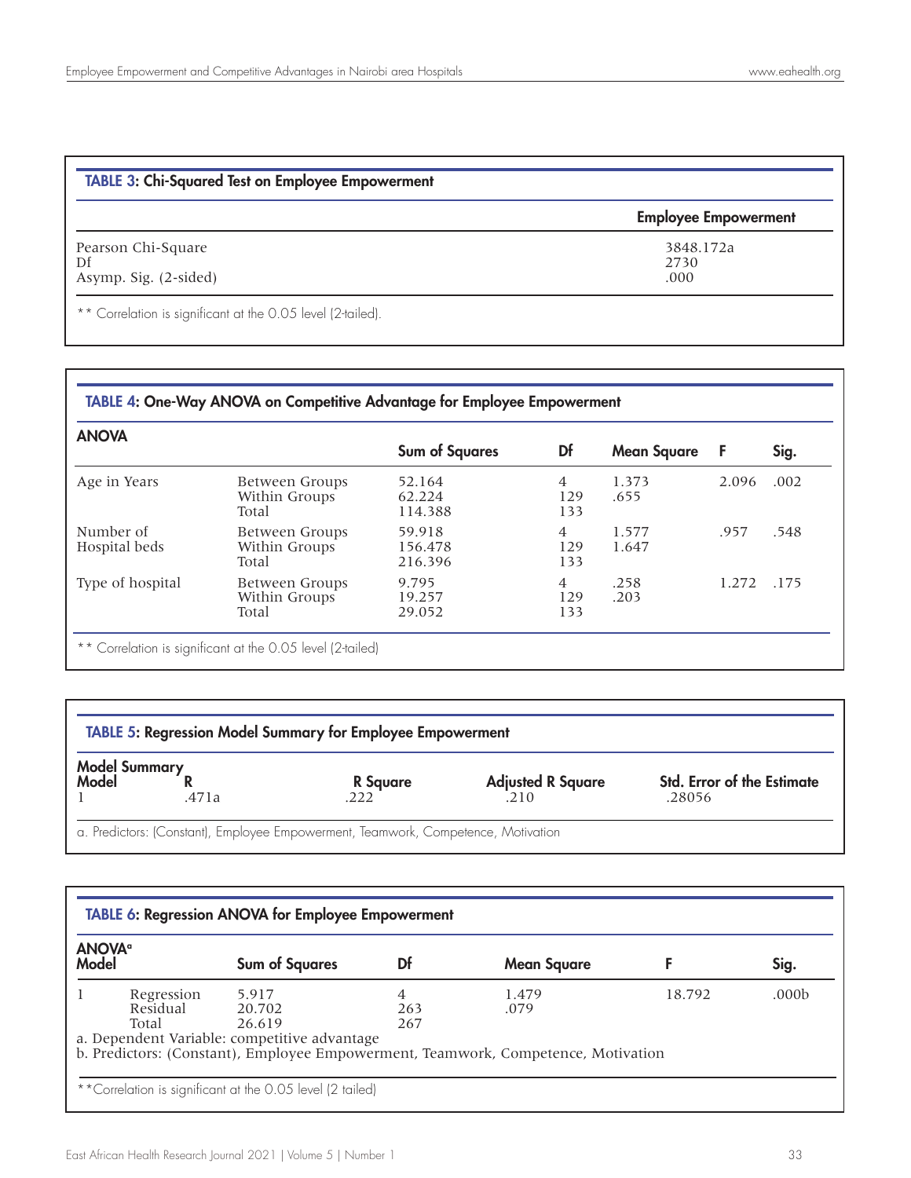**TABLE 3: Chi-Squared Test on Employee Empowerment**

| | Employee Empowerment |
|---|---|
| Pearson Chi-Square | 3848.172a |
| Df | 2730 |
| Asymp. Sig. (2-sided) | .000 |

** Correlation is significant at the 0.05 level (2-tailed).

**TABLE 4: One-Way ANOVA on Competitive Advantage for Employee Empowerment**

| ANOVA | | Sum of Squares | Df | Mean Square | F | Sig. |
|---|---|---|---|---|---|---|
| Age in Years | Between Groups | 52.164 | 4 | 1.373 | 2.096 | .002 |
| | Within Groups | 62.224 | 129 | .655 | | |
| | Total | 114.388 | 133 | | | |
| Number of Hospital beds | Between Groups | 59.918 | 4 | 1.577 | .957 | .548 |
| | Within Groups | 156.478 | 129 | 1.647 | | |
| | Total | 216.396 | 133 | | | |
| Type of hospital | Between Groups | 9.795 | 4 | .258 | 1.272 | .175 |
| | Within Groups | 19.257 | 129 | .203 | | |
| | Total | 29.052 | 133 | | | |

** Correlation is significant at the 0.05 level (2-tailed)

**TABLE 5: Regression Model Summary for Employee Empowerment**

Model Summary

| Model | R | R Square | Adjusted R Square | Std. Error of the Estimate |
|---|---|---|---|---|
| 1 | .471a | .222 | .210 | .28056 |

a. Predictors: (Constant), Employee Empowerment, Teamwork, Competence, Motivation

**TABLE 6: Regression ANOVA for Employee Empowerment**

ANOVA[a]

| Model | | Sum of Squares | Df | Mean Square | F | Sig. |
|---|---|---|---|---|---|---|
| 1 | Regression | 5.917 | 4 | 1.479 | 18.792 | .000b |
| | Residual | 20.702 | 263 | .079 | | |
| | Total | 26.619 | 267 | | | |

a. Dependent Variable: competitive advantage
b. Predictors: (Constant), Employee Empowerment, Teamwork, Competence, Motivation

**Correlation is significant at the 0.05 level (2 tailed)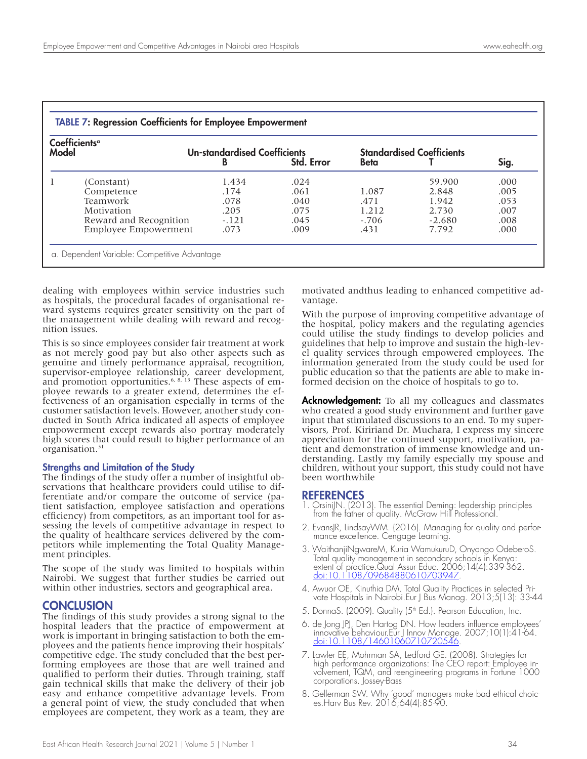**TABLE 7: Regression Coefficients for Employee Empowerment**

| Coefficients[a] Model | | Un-standardised Coefficients | | Standardised Coefficients | | |
|---|---|---|---|---|---|---|
| | | B | Std. Error | Beta | T | Sig. |
| 1 | (Constant) | 1.434 | .024 | | 59.900 | .000 |
| | Competence | .174 | .061 | 1.087 | 2.848 | .005 |
| | Teamwork | .078 | .040 | .471 | 1.942 | .053 |
| | Motivation | .205 | .075 | 1.212 | 2.730 | .007 |
| | Reward and Recognition | -.121 | .045 | -.706 | -2.680 | .008 |
| | Employee Empowerment | .073 | .009 | .431 | 7.792 | .000 |

a. Dependent Variable: Competitive Advantage

dealing with employees within service industries such as hospitals, the procedural facades of organisational reward systems requires greater sensitivity on the part of the management while dealing with reward and recognition issues.

This is so since employees consider fair treatment at work as not merely good pay but also other aspects such as genuine and timely performance appraisal, recognition, supervisor-employee relationship, career development, and promotion opportunities.[6, 8, 13] These aspects of employee rewards to a greater extend, determines the effectiveness of an organisation especially in terms of the customer satisfaction levels. However, another study conducted in South Africa indicated all aspects of employee empowerment except rewards also portray moderately high scores that could result to higher performance of an organisation.[31]

### Strengths and Limitation of the Study

The findings of the study offer a number of insightful observations that healthcare providers could utilise to differentiate and/or compare the outcome of service (patient satisfaction, employee satisfaction and operations efficiency) from competitors, as an important tool for assessing the levels of competitive advantage in respect to the quality of healthcare services delivered by the competitors while implementing the Total Quality Management principles.

The scope of the study was limited to hospitals within Nairobi. We suggest that further studies be carried out within other industries, sectors and geographical area.

## CONCLUSION

The findings of this study provides a strong signal to the hospital leaders that the practice of empowerment at work is important in bringing satisfaction to both the employees and the patients hence improving their hospitals' competitive edge. The study concluded that the best performing employees are those that are well trained and qualified to perform their duties. Through training, staff gain technical skills that make the delivery of their job easy and enhance competitive advantage levels. From a general point of view, the study concluded that when employees are competent, they work as a team, they are motivated andthus leading to enhanced competitive advantage.

With the purpose of improving competitive advantage of the hospital, policy makers and the regulating agencies could utilise the study findings to develop policies and guidelines that help to improve and sustain the high-level quality services through empowered employees. The information generated from the study could be used for public education so that the patients are able to make informed decision on the choice of hospitals to go to.

**Acknowledgement:** To all my colleagues and classmates who created a good study environment and further gave input that stimulated discussions to an end. To my supervisors, Prof. Kiririand Dr. Muchara, I express my sincere appreciation for the continued support, motivation, patient and demonstration of immense knowledge and understanding. Lastly my family especially my spouse and children, without your support, this study could not have been worthwhile

## REFERENCES

1. OrsiniJN. (2013). The essential Deming: leadership principles from the father of quality. McGraw Hill Professional.
2. EvansJR, LindsayWM. (2016). Managing for quality and performance excellence. Cengage Learning.
3. WaithanjiNgwareM, Kuria WamukuruD, Onyango OdeberoS. Total quality management in secondary schools in Kenya: extent of practice.Qual Assur Educ. 2006;14(4):339-362. doi:10.1108/09684880610703947.
4. Awuor OE, Kinuthia DM. Total Quality Practices in selected Private Hospitals in Nairobi.Eur J Bus Manag. 2013;5(13): 33-44
5. DonnaS. (2009). Quality (5th Ed.). Pearson Education, Inc.
6. de Jong JPJ, Den Hartog DN. How leaders influence employees' innovative behaviour.Eur J Innov Manage. 2007;10(1):41-64. doi:10.1108/14601060710720546.
7. Lawler EE, Mohrman SA, Ledford GE. (2008). Strategies for high performance organizations: The CEO report: Employee involvement, TQM, and reengineering programs in Fortune 1000 corporations. Jossey-Bass
8. Gellerman SW. Why 'good' managers make bad ethical choices.Harv Bus Rev. 2016;64(4):85-90.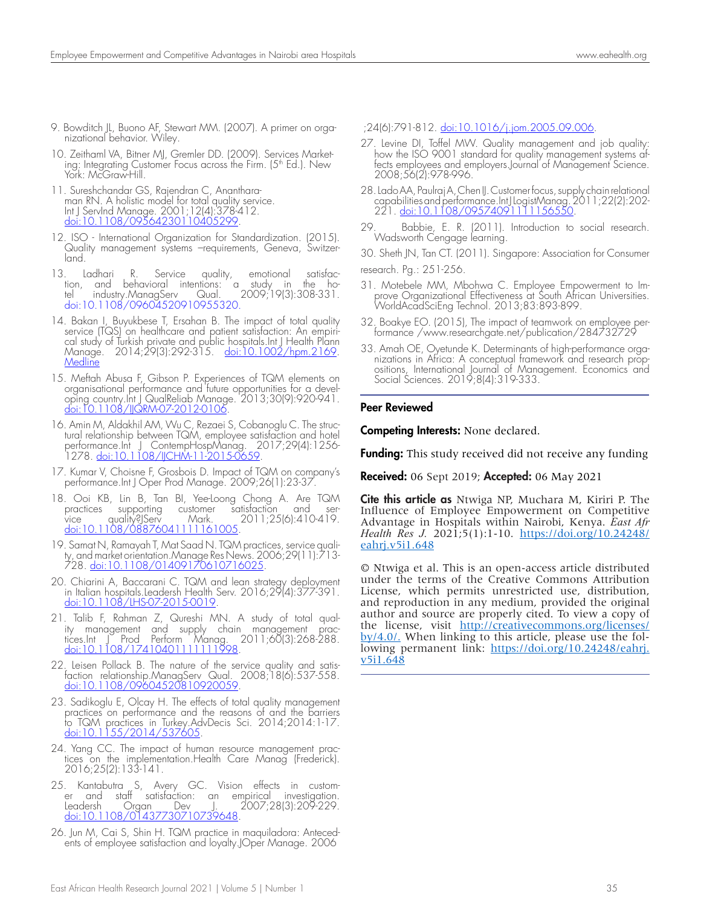9. Bowditch JL, Buono AF, Stewart MM. (2007). A primer on organizational behavior. Wiley.

10. Zeithaml VA, Bitner MJ, Gremler DD. (2009). Services Marketing: Integrating Customer Focus across the Firm. (5th Ed.). New York: McGraw-Hill.

11. Sureshchandar GS, Rajendran C, Anantharaman RN. A holistic model for total quality service. Int J ServInd Manage. 2001;12(4):378-412. doi:10.1108/09564230110405299.

12. ISO - International Organization for Standardization. (2015). Quality management systems –requirements, Geneva, Switzerland.

13. Ladhari R. Service quality, emotional satisfaction, and behavioral intentions: a study in the hotel industry.ManagServ Qual. 2009;19(3):308-331. doi:10.1108/09604520910955320.

14. Bakan I, Buyukbese T, Ersahan B. The impact of total quality service (TQS) on healthcare and patient satisfaction: An empirical study of Turkish private and public hospitals.Int J Health Plann Manage. 2014;29(3):292-315. doi:10.1002/hpm.2169. Medline

15. Meftah Abusa F, Gibson P. Experiences of TQM elements on organisational performance and future opportunities for a developing country.Int J QualReliab Manage. 2013;30(9):920-941. doi:10.1108/IJQRM-07-2012-0106.

16. Amin M, Aldakhil AM, Wu C, Rezaei S, Cobanoglu C. The structural relationship between TQM, employee satisfaction and hotel performance.Int J ContempHospManag. 2017;29(4):1256-1278. doi:10.1108/IJCHM-11-2015-0659.

17. Kumar V, Choisne F, Grosbois D. Impact of TQM on company's performance.Int J Oper Prod Manage. 2009;26(1):23-37.

18. Ooi KB, Lin B, Tan BI, Yee-Loong Chong A. Are TQM practices supporting customer satisfaction and service quality?J Serv Mark. 2011;25(6):410-419. doi:10.1108/08876041111161005.

19. Samat N, Ramayah T, Mat Saad N. TQM practices, service quality, and market orientation.Manage Res News. 2006;29(11):713-728. doi:10.1108/01409170610716025.

20. Chiarini A, Baccarani C. TQM and lean strategy deployment in Italian hospitals.Leadersh Health Serv. 2016;29(4):377-391. doi:10.1108/LHS-07-2015-0019.

21. Talib F, Rahman Z, Qureshi MN. A study of total quality management and supply chain management practices.Int J Prod Perform Manag. 2011;60(3):268-288. doi:10.1108/17410401111111998.

22. Leisen Pollack B. The nature of the service quality and satisfaction relationship.ManagServ Qual. 2008;18(6):537-558. doi:10.1108/09604520810920059.

23. Sadikoglu E, Olcay H. The effects of total quality management practices on performance and the reasons of and the barriers to TQM practices in Turkey.AdvDecis Sci. 2014;2014:1-17. doi:10.1155/2014/537605.

24. Yang CC. The impact of human resource management practices on the implementation.Health Care Manag (Frederick). 2016;25(2):133-141.

25. Kantabutra S, Avery GC. Vision effects in customer and staff satisfaction: an empirical investigation. Leadersh Organ Dev J. 2007;28(3):209-229. doi:10.1108/01437730710739648.

26. Jun M, Cai S, Shin H. TQM practice in maquiladora: Antecedents of employee satisfaction and loyalty.JOper Manage. 2006;24(6):791-812. doi:10.1016/j.jom.2005.09.006.

27. Levine DI, Toffel MW. Quality management and job quality: how the ISO 9001 standard for quality management systems affects employees and employers.Journal of Management Science. 2008;56(2):978-996.

28. Lado AA, Paulraj A, Chen IJ. Customer focus, supply chain relational capabilities and performance.Int J LogistManag. 2011;22(2):202-221. doi:10.1108/09574091111156550.

29. Babbie, E. R. (2011). Introduction to social research. Wadsworth Cengage learning.

30. Sheth JN, Tan CT. (2011). Singapore: Association for Consumer research. Pg.: 251-256.

31. Motebele MM, Mbohwa C. Employee Empowerment to Improve Organizational Effectiveness at South African Universities. WorldAcadSciEng Technol. 2013;83:893-899.

32. Boakye EO. (2015), The impact of teamwork on employee performance /www.researchgate.net/publication/284732729

33. Amah OE, Oyetunde K. Determinants of high-performance organizations in Africa: A conceptual framework and research propositions, International Journal of Management. Economics and Social Sciences. 2019;8(4):319-333.

---

**Peer Reviewed**

**Competing Interests:** None declared.

**Funding:** This study received did not receive any funding

**Received:** 06 Sept 2019; **Accepted:** 06 May 2021

**Cite this article as** Ntwiga NP, Muchara M, Kiriri P. The Influence of Employee Empowerment on Competitive Advantage in Hospitals within Nairobi, Kenya. *East Afr Health Res J.* 2021;5(1):1-10. https://doi.org/10.24248/eahrj.v5i1.648

© Ntwiga et al. This is an open-access article distributed under the terms of the Creative Commons Attribution License, which permits unrestricted use, distribution, and reproduction in any medium, provided the original author and source are properly cited. To view a copy of the license, visit http://creativecommons.org/licenses/by/4.0/. When linking to this article, please use the following permanent link: https://doi.org/10.24248/eahrj.v5i1.648